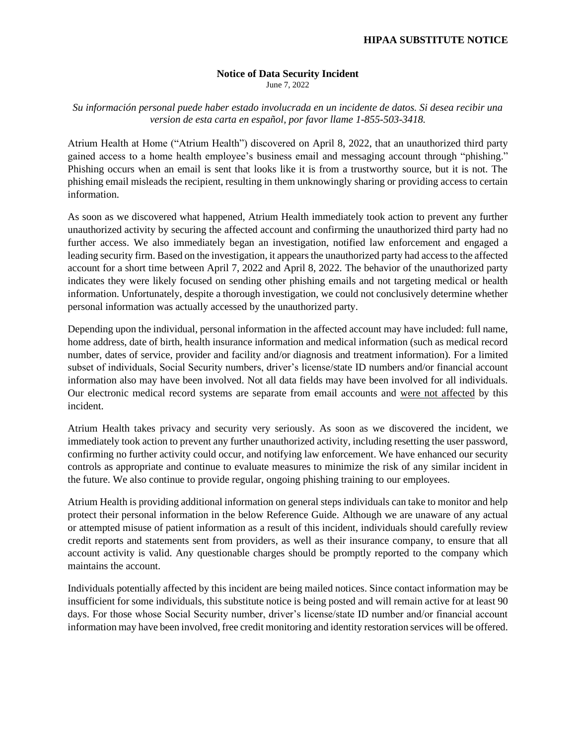**HIPAA SUBSTITUTE NOTICE**

# Notice of Data Security Incident

June 7, 2022

*Su información personal puede haber estado involucrada en un incidente de datos. Si desea recibir una version de esta carta en español, por favor llame 1-855-503-3418.*

Atrium Health at Home ("Atrium Health") discovered on April 8, 2022, that an unauthorized third party gained access to a home health employee's business email and messaging account through "phishing." Phishing occurs when an email is sent that looks like it is from a trustworthy source, but it is not. The phishing email misleads the recipient, resulting in them unknowingly sharing or providing access to certain information.

As soon as we discovered what happened, Atrium Health immediately took action to prevent any further unauthorized activity by securing the affected account and confirming the unauthorized third party had no further access. We also immediately began an investigation, notified law enforcement and engaged a leading security firm. Based on the investigation, it appears the unauthorized party had access to the affected account for a short time between April 7, 2022 and April 8, 2022. The behavior of the unauthorized party indicates they were likely focused on sending other phishing emails and not targeting medical or health information. Unfortunately, despite a thorough investigation, we could not conclusively determine whether personal information was actually accessed by the unauthorized party.

Depending upon the individual, personal information in the affected account may have included: full name, home address, date of birth, health insurance information and medical information (such as medical record number, dates of service, provider and facility and/or diagnosis and treatment information). For a limited subset of individuals, Social Security numbers, driver's license/state ID numbers and/or financial account information also may have been involved. Not all data fields may have been involved for all individuals. Our electronic medical record systems are separate from email accounts and <u>were not affected</u> by this incident.

Atrium Health takes privacy and security very seriously. As soon as we discovered the incident, we immediately took action to prevent any further unauthorized activity, including resetting the user password, confirming no further activity could occur, and notifying law enforcement. We have enhanced our security controls as appropriate and continue to evaluate measures to minimize the risk of any similar incident in the future. We also continue to provide regular, ongoing phishing training to our employees.

Atrium Health is providing additional information on general steps individuals can take to monitor and help protect their personal information in the below Reference Guide. Although we are unaware of any actual or attempted misuse of patient information as a result of this incident, individuals should carefully review credit reports and statements sent from providers, as well as their insurance company, to ensure that all account activity is valid. Any questionable charges should be promptly reported to the company which maintains the account.

Individuals potentially affected by this incident are being mailed notices. Since contact information may be insufficient for some individuals, this substitute notice is being posted and will remain active for at least 90 days. For those whose Social Security number, driver's license/state ID number and/or financial account information may have been involved, free credit monitoring and identity restoration services will be offered.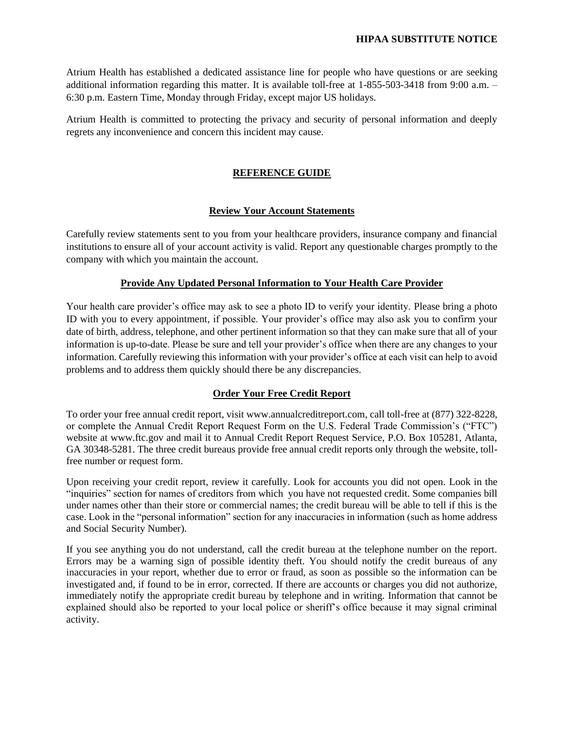Atrium Health has established a dedicated assistance line for people who have questions or are seeking additional information regarding this matter. It is available toll-free at 1-855-503-3418 from 9:00 a.m. – 6:30 p.m. Eastern Time, Monday through Friday, except major US holidays.

Atrium Health is committed to protecting the privacy and security of personal information and deeply regrets any inconvenience and concern this incident may cause.

## REFERENCE GUIDE

### Review Your Account Statements

Carefully review statements sent to you from your healthcare providers, insurance company and financial institutions to ensure all of your account activity is valid. Report any questionable charges promptly to the company with which you maintain the account.

### Provide Any Updated Personal Information to Your Health Care Provider

Your health care provider's office may ask to see a photo ID to verify your identity. Please bring a photo ID with you to every appointment, if possible. Your provider's office may also ask you to confirm your date of birth, address, telephone, and other pertinent information so that they can make sure that all of your information is up-to-date. Please be sure and tell your provider's office when there are any changes to your information. Carefully reviewing this information with your provider's office at each visit can help to avoid problems and to address them quickly should there be any discrepancies.

### Order Your Free Credit Report

To order your free annual credit report, visit www.annualcreditreport.com, call toll-free at (877) 322-8228, or complete the Annual Credit Report Request Form on the U.S. Federal Trade Commission's ("FTC") website at www.ftc.gov and mail it to Annual Credit Report Request Service, P.O. Box 105281, Atlanta, GA 30348-5281. The three credit bureaus provide free annual credit reports only through the website, toll-free number or request form.

Upon receiving your credit report, review it carefully. Look for accounts you did not open. Look in the "inquiries" section for names of creditors from which you have not requested credit. Some companies bill under names other than their store or commercial names; the credit bureau will be able to tell if this is the case. Look in the "personal information" section for any inaccuracies in information (such as home address and Social Security Number).

If you see anything you do not understand, call the credit bureau at the telephone number on the report. Errors may be a warning sign of possible identity theft. You should notify the credit bureaus of any inaccuracies in your report, whether due to error or fraud, as soon as possible so the information can be investigated and, if found to be in error, corrected. If there are accounts or charges you did not authorize, immediately notify the appropriate credit bureau by telephone and in writing. Information that cannot be explained should also be reported to your local police or sheriff's office because it may signal criminal activity.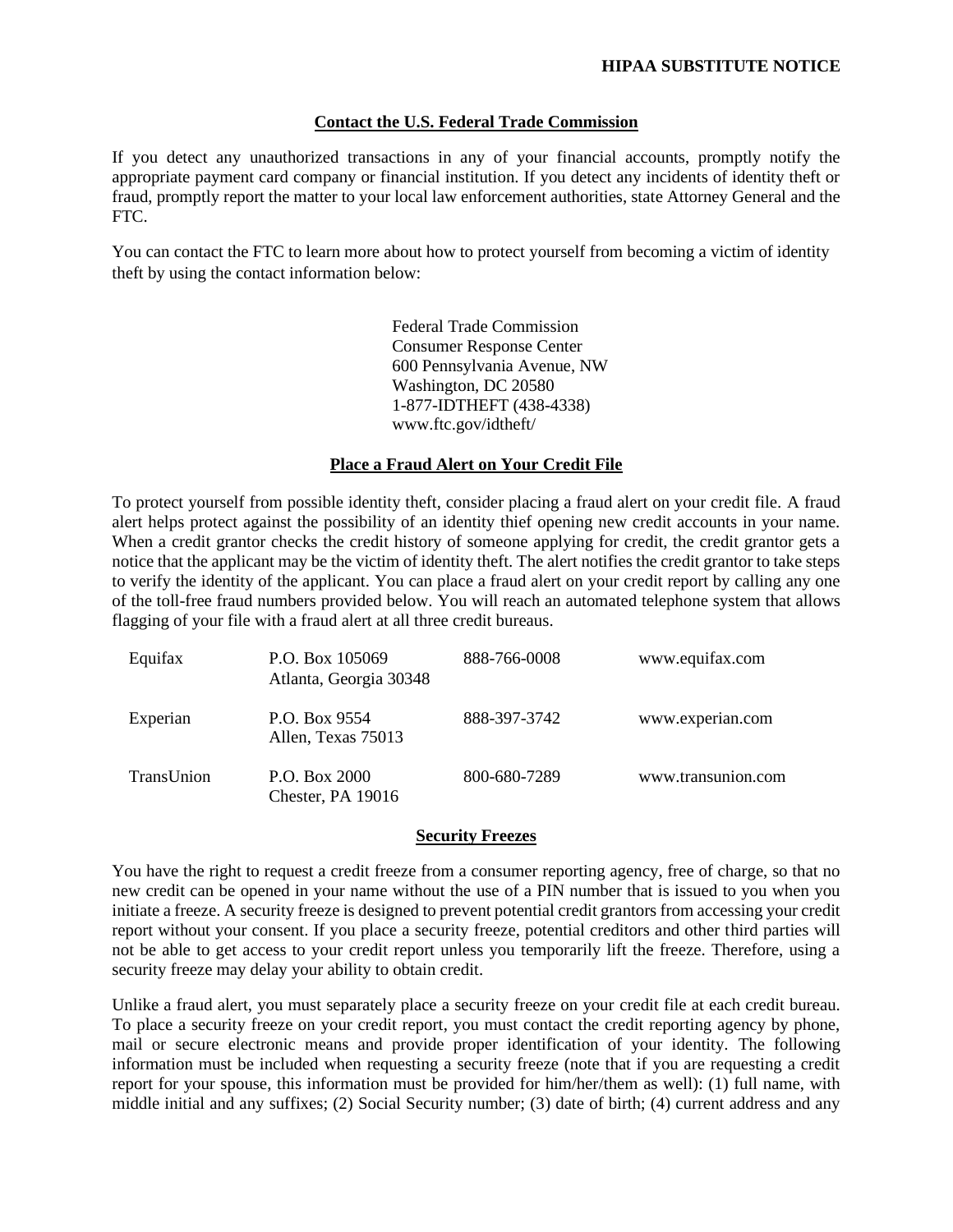## Contact the U.S. Federal Trade Commission

If you detect any unauthorized transactions in any of your financial accounts, promptly notify the appropriate payment card company or financial institution. If you detect any incidents of identity theft or fraud, promptly report the matter to your local law enforcement authorities, state Attorney General and the FTC.

You can contact the FTC to learn more about how to protect yourself from becoming a victim of identity theft by using the contact information below:

Federal Trade Commission
Consumer Response Center
600 Pennsylvania Avenue, NW
Washington, DC 20580
1-877-IDTHEFT (438-4338)
www.ftc.gov/idtheft/

## Place a Fraud Alert on Your Credit File

To protect yourself from possible identity theft, consider placing a fraud alert on your credit file. A fraud alert helps protect against the possibility of an identity thief opening new credit accounts in your name. When a credit grantor checks the credit history of someone applying for credit, the credit grantor gets a notice that the applicant may be the victim of identity theft. The alert notifies the credit grantor to take steps to verify the identity of the applicant. You can place a fraud alert on your credit report by calling any one of the toll-free fraud numbers provided below. You will reach an automated telephone system that allows flagging of your file with a fraud alert at all three credit bureaus.

| | | | |
|---|---|---|---|
| Equifax | P.O. Box 105069<br>Atlanta, Georgia 30348 | 888-766-0008 | www.equifax.com |
| Experian | P.O. Box 9554<br>Allen, Texas 75013 | 888-397-3742 | www.experian.com |
| TransUnion | P.O. Box 2000<br>Chester, PA 19016 | 800-680-7289 | www.transunion.com |

## Security Freezes

You have the right to request a credit freeze from a consumer reporting agency, free of charge, so that no new credit can be opened in your name without the use of a PIN number that is issued to you when you initiate a freeze. A security freeze is designed to prevent potential credit grantors from accessing your credit report without your consent. If you place a security freeze, potential creditors and other third parties will not be able to get access to your credit report unless you temporarily lift the freeze. Therefore, using a security freeze may delay your ability to obtain credit.

Unlike a fraud alert, you must separately place a security freeze on your credit file at each credit bureau. To place a security freeze on your credit report, you must contact the credit reporting agency by phone, mail or secure electronic means and provide proper identification of your identity. The following information must be included when requesting a security freeze (note that if you are requesting a credit report for your spouse, this information must be provided for him/her/them as well): (1) full name, with middle initial and any suffixes; (2) Social Security number; (3) date of birth; (4) current address and any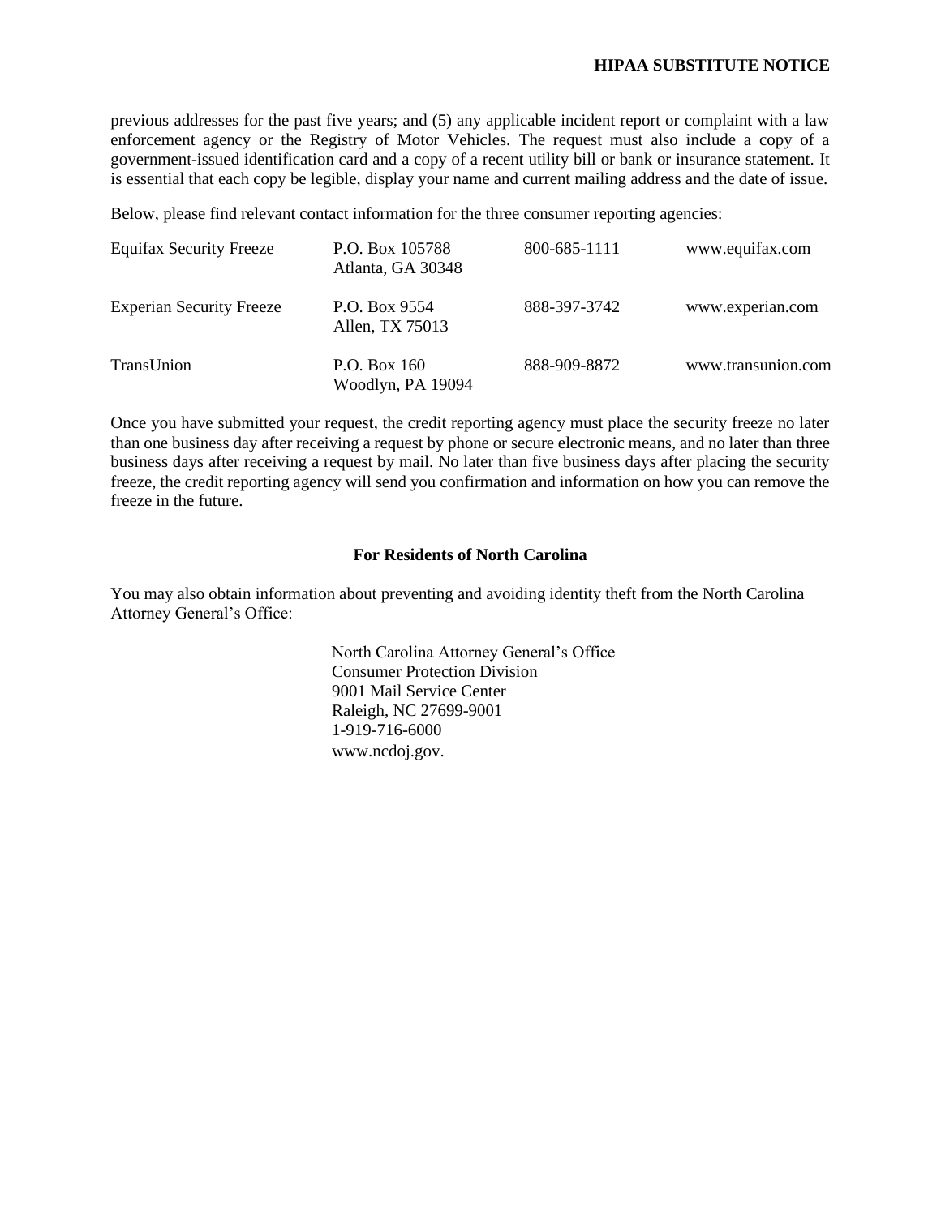previous addresses for the past five years; and (5) any applicable incident report or complaint with a law enforcement agency or the Registry of Motor Vehicles. The request must also include a copy of a government-issued identification card and a copy of a recent utility bill or bank or insurance statement. It is essential that each copy be legible, display your name and current mailing address and the date of issue.

Below, please find relevant contact information for the three consumer reporting agencies:

| | | | |
|---|---|---|---|
| Equifax Security Freeze | P.O. Box 105788<br>Atlanta, GA 30348 | 800-685-1111 | www.equifax.com |
| Experian Security Freeze | P.O. Box 9554<br>Allen, TX 75013 | 888-397-3742 | www.experian.com |
| TransUnion | P.O. Box 160<br>Woodlyn, PA 19094 | 888-909-8872 | www.transunion.com |

Once you have submitted your request, the credit reporting agency must place the security freeze no later than one business day after receiving a request by phone or secure electronic means, and no later than three business days after receiving a request by mail. No later than five business days after placing the security freeze, the credit reporting agency will send you confirmation and information on how you can remove the freeze in the future.

**For Residents of North Carolina**

You may also obtain information about preventing and avoiding identity theft from the North Carolina Attorney General's Office:

North Carolina Attorney General's Office
Consumer Protection Division
9001 Mail Service Center
Raleigh, NC 27699-9001
1-919-716-6000
www.ncdoj.gov.